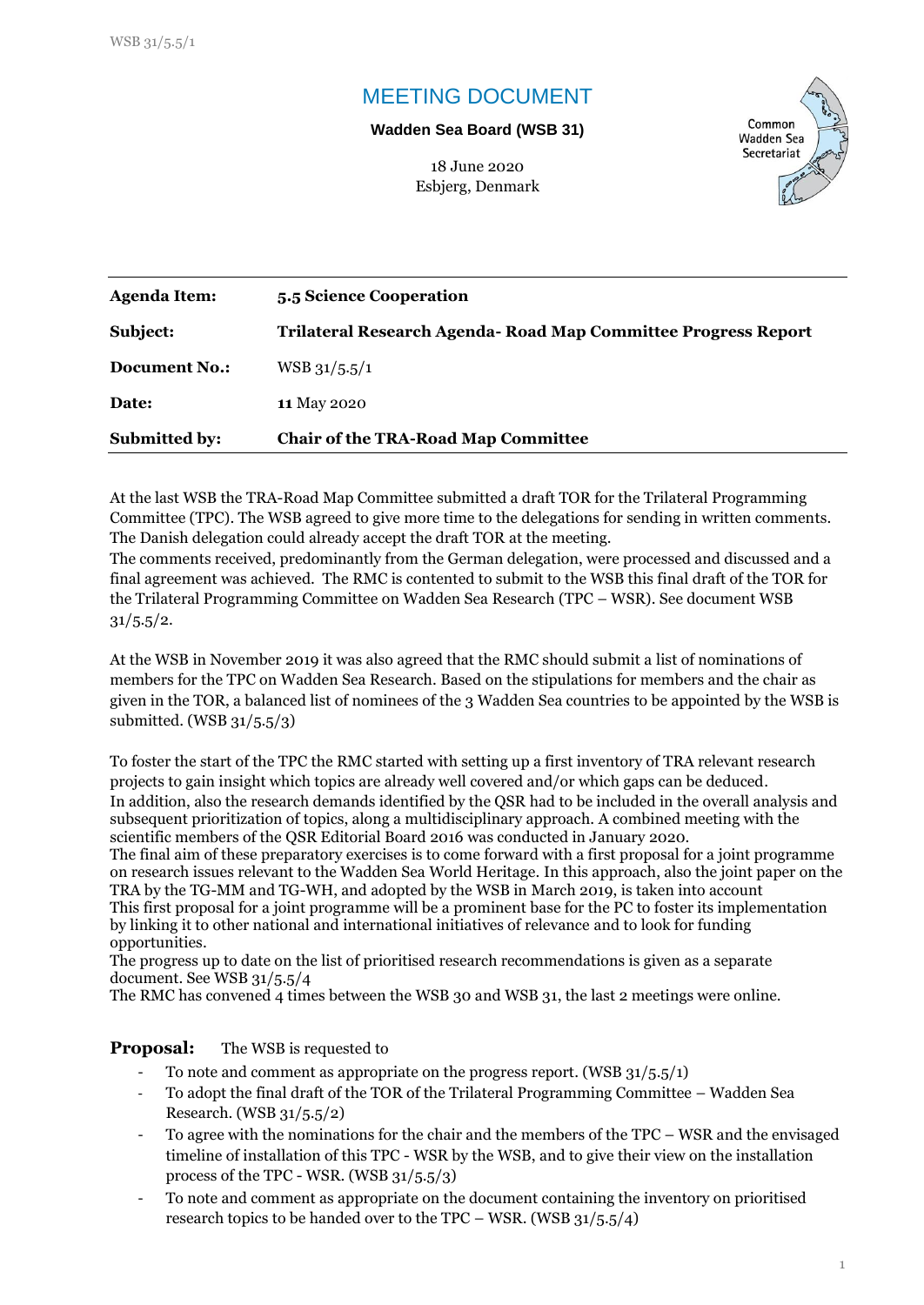# MEETING DOCUMENT

**Wadden Sea Board (WSB 31)**

18 June 2020
Esbjerg, Denmark

Common Wadden Sea Secretariat

| | |
|---|---|
| **Agenda Item:** | **5.5 Science Cooperation** |
| **Subject:** | **Trilateral Research Agenda- Road Map Committee Progress Report** |
| **Document No.:** | WSB 31/5.5/1 |
| **Date:** | **11** May 2020 |
| **Submitted by:** | **Chair of the TRA-Road Map Committee** |

At the last WSB the TRA-Road Map Committee submitted a draft TOR for the Trilateral Programming Committee (TPC). The WSB agreed to give more time to the delegations for sending in written comments. The Danish delegation could already accept the draft TOR at the meeting.
The comments received, predominantly from the German delegation, were processed and discussed and a final agreement was achieved. The RMC is contented to submit to the WSB this final draft of the TOR for the Trilateral Programming Committee on Wadden Sea Research (TPC – WSR). See document WSB 31/5.5/2.

At the WSB in November 2019 it was also agreed that the RMC should submit a list of nominations of members for the TPC on Wadden Sea Research. Based on the stipulations for members and the chair as given in the TOR, a balanced list of nominees of the 3 Wadden Sea countries to be appointed by the WSB is submitted. (WSB 31/5.5/3)

To foster the start of the TPC the RMC started with setting up a first inventory of TRA relevant research projects to gain insight which topics are already well covered and/or which gaps can be deduced.
In addition, also the research demands identified by the QSR had to be included in the overall analysis and subsequent prioritization of topics, along a multidisciplinary approach. A combined meeting with the scientific members of the QSR Editorial Board 2016 was conducted in January 2020.
The final aim of these preparatory exercises is to come forward with a first proposal for a joint programme on research issues relevant to the Wadden Sea World Heritage. In this approach, also the joint paper on the TRA by the TG-MM and TG-WH, and adopted by the WSB in March 2019, is taken into account
This first proposal for a joint programme will be a prominent base for the PC to foster its implementation by linking it to other national and international initiatives of relevance and to look for funding opportunities.
The progress up to date on the list of prioritised research recommendations is given as a separate document. See WSB 31/5.5/4
The RMC has convened 4 times between the WSB 30 and WSB 31, the last 2 meetings were online.

**Proposal:** The WSB is requested to

- To note and comment as appropriate on the progress report. (WSB 31/5.5/1)
- To adopt the final draft of the TOR of the Trilateral Programming Committee – Wadden Sea Research. (WSB 31/5.5/2)
- To agree with the nominations for the chair and the members of the TPC – WSR and the envisaged timeline of installation of this TPC - WSR by the WSB, and to give their view on the installation process of the TPC - WSR. (WSB 31/5.5/3)
- To note and comment as appropriate on the document containing the inventory on prioritised research topics to be handed over to the TPC – WSR. (WSB 31/5.5/4)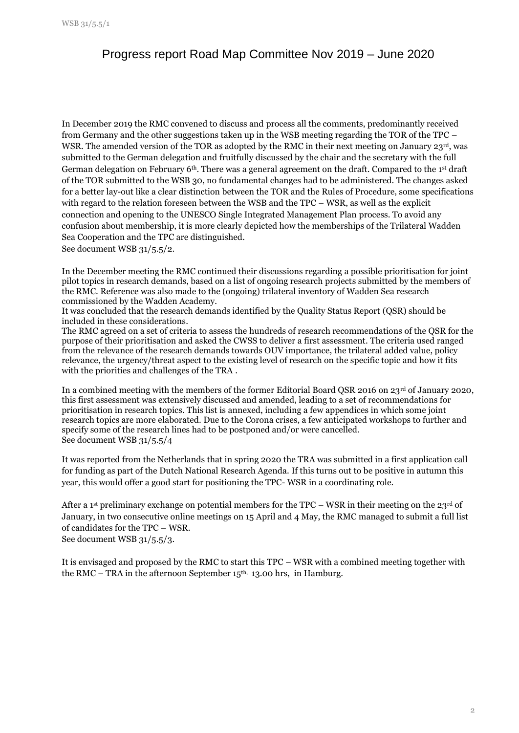# Progress report Road Map Committee Nov 2019 – June 2020

In December 2019 the RMC convened to discuss and process all the comments, predominantly received from Germany and the other suggestions taken up in the WSB meeting regarding the TOR of the TPC – WSR. The amended version of the TOR as adopted by the RMC in their next meeting on January 23rd, was submitted to the German delegation and fruitfully discussed by the chair and the secretary with the full German delegation on February 6th. There was a general agreement on the draft. Compared to the 1st draft of the TOR submitted to the WSB 30, no fundamental changes had to be administered. The changes asked for a better lay-out like a clear distinction between the TOR and the Rules of Procedure, some specifications with regard to the relation foreseen between the WSB and the TPC – WSR, as well as the explicit connection and opening to the UNESCO Single Integrated Management Plan process. To avoid any confusion about membership, it is more clearly depicted how the memberships of the Trilateral Wadden Sea Cooperation and the TPC are distinguished.
See document WSB 31/5.5/2.

In the December meeting the RMC continued their discussions regarding a possible prioritisation for joint pilot topics in research demands, based on a list of ongoing research projects submitted by the members of the RMC. Reference was also made to the (ongoing) trilateral inventory of Wadden Sea research commissioned by the Wadden Academy.
It was concluded that the research demands identified by the Quality Status Report (QSR) should be included in these considerations.
The RMC agreed on a set of criteria to assess the hundreds of research recommendations of the QSR for the purpose of their prioritisation and asked the CWSS to deliver a first assessment. The criteria used ranged from the relevance of the research demands towards OUV importance, the trilateral added value, policy relevance, the urgency/threat aspect to the existing level of research on the specific topic and how it fits with the priorities and challenges of the TRA .

In a combined meeting with the members of the former Editorial Board QSR 2016 on 23rd of January 2020, this first assessment was extensively discussed and amended, leading to a set of recommendations for prioritisation in research topics. This list is annexed, including a few appendices in which some joint research topics are more elaborated. Due to the Corona crises, a few anticipated workshops to further and specify some of the research lines had to be postponed and/or were cancelled.
See document WSB 31/5.5/4

It was reported from the Netherlands that in spring 2020 the TRA was submitted in a first application call for funding as part of the Dutch National Research Agenda. If this turns out to be positive in autumn this year, this would offer a good start for positioning the TPC- WSR in a coordinating role.

After a 1st preliminary exchange on potential members for the TPC – WSR in their meeting on the 23rd of January, in two consecutive online meetings on 15 April and 4 May, the RMC managed to submit a full list of candidates for the TPC – WSR.
See document WSB 31/5.5/3.

It is envisaged and proposed by the RMC to start this TPC – WSR with a combined meeting together with the RMC – TRA in the afternoon September 15th, 13.00 hrs, in Hamburg.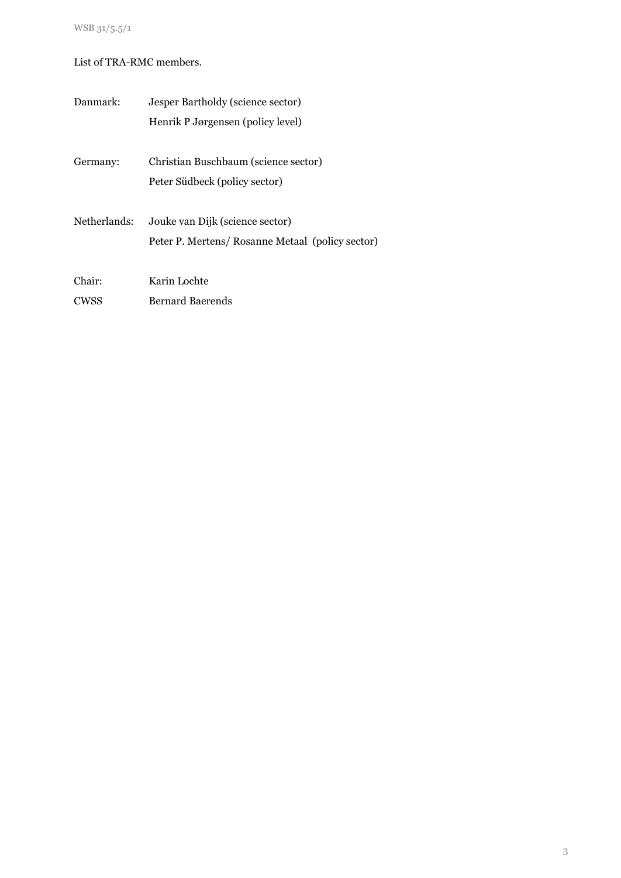List of TRA-RMC members.

| | |
|---|---|
| Danmark: | Jesper Bartholdy (science sector) |
| | Henrik P Jørgensen (policy level) |
| Germany: | Christian Buschbaum (science sector) |
| | Peter Südbeck (policy sector) |
| Netherlands: | Jouke van Dijk (science sector) |
| | Peter P. Mertens/ Rosanne Metaal (policy sector) |
| Chair: | Karin Lochte |
| CWSS | Bernard Baerends |